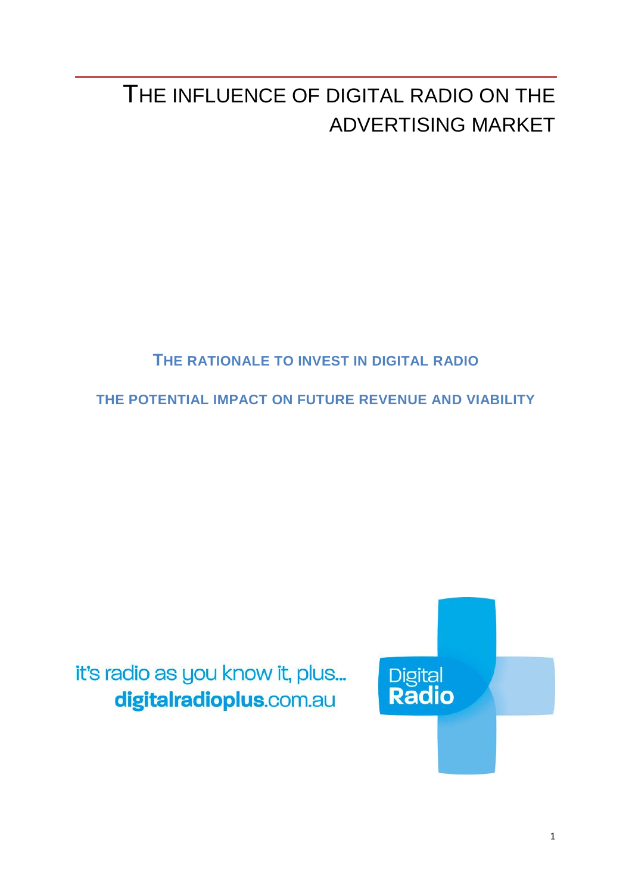# THE INFLUENCE OF DIGITAL RADIO ON THE ADVERTISING MARKET

## THE RATIONALE TO INVEST IN DIGITAL RADIO

## THE POTENTIAL IMPACT ON FUTURE REVENUE AND VIABILITY

it's radio as you know it, plus...
**digitalradioplus**.com.au

Digital
**Radio**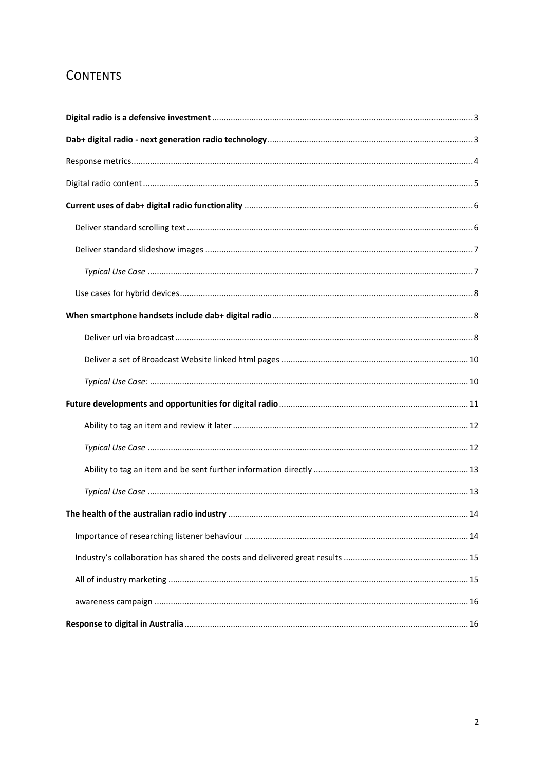# Contents

**Digital radio is a defensive investment** ... 3

**Dab+ digital radio - next generation radio technology** ... 3

Response metrics ... 4

Digital radio content ... 5

**Current uses of dab+ digital radio functionality** ... 6

- Deliver standard scrolling text ... 6
- Deliver standard slideshow images ... 7
  - *Typical Use Case* ... 7
- Use cases for hybrid devices ... 8

**When smartphone handsets include dab+ digital radio** ... 8

- Deliver url via broadcast ... 8
- Deliver a set of Broadcast Website linked html pages ... 10
- *Typical Use Case:* ... 10

**Future developments and opportunities for digital radio** ... 11

- Ability to tag an item and review it later ... 12
- *Typical Use Case* ... 12
- Ability to tag an item and be sent further information directly ... 13
- *Typical Use Case* ... 13

**The health of the australian radio industry** ... 14

- Importance of researching listener behaviour ... 14
- Industry's collaboration has shared the costs and delivered great results ... 15
- All of industry marketing ... 15
- awareness campaign ... 16

**Response to digital in Australia** ... 16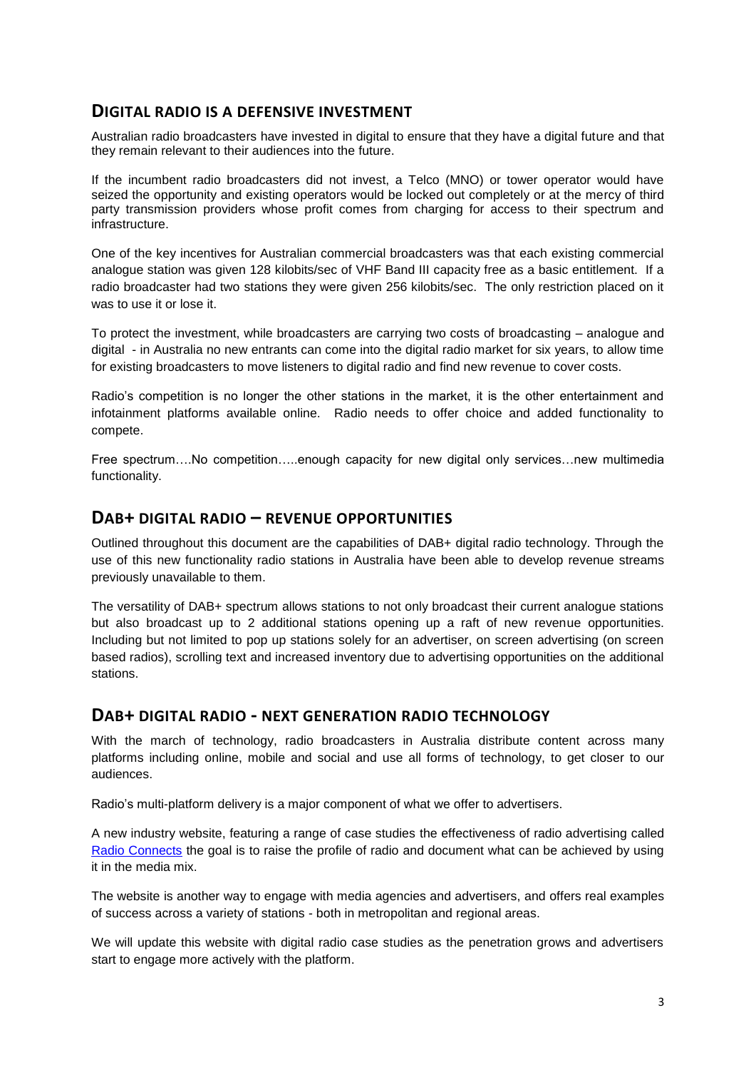## Digital radio is a defensive investment

Australian radio broadcasters have invested in digital to ensure that they have a digital future and that they remain relevant to their audiences into the future.

If the incumbent radio broadcasters did not invest, a Telco (MNO) or tower operator would have seized the opportunity and existing operators would be locked out completely or at the mercy of third party transmission providers whose profit comes from charging for access to their spectrum and infrastructure.

One of the key incentives for Australian commercial broadcasters was that each existing commercial analogue station was given 128 kilobits/sec of VHF Band III capacity free as a basic entitlement. If a radio broadcaster had two stations they were given 256 kilobits/sec. The only restriction placed on it was to use it or lose it.

To protect the investment, while broadcasters are carrying two costs of broadcasting – analogue and digital - in Australia no new entrants can come into the digital radio market for six years, to allow time for existing broadcasters to move listeners to digital radio and find new revenue to cover costs.

Radio's competition is no longer the other stations in the market, it is the other entertainment and infotainment platforms available online. Radio needs to offer choice and added functionality to compete.

Free spectrum….No competition…..enough capacity for new digital only services…new multimedia functionality.

## DAB+ digital radio – revenue opportunities

Outlined throughout this document are the capabilities of DAB+ digital radio technology. Through the use of this new functionality radio stations in Australia have been able to develop revenue streams previously unavailable to them.

The versatility of DAB+ spectrum allows stations to not only broadcast their current analogue stations but also broadcast up to 2 additional stations opening up a raft of new revenue opportunities. Including but not limited to pop up stations solely for an advertiser, on screen advertising (on screen based radios), scrolling text and increased inventory due to advertising opportunities on the additional stations.

## DAB+ digital radio - next generation radio technology

With the march of technology, radio broadcasters in Australia distribute content across many platforms including online, mobile and social and use all forms of technology, to get closer to our audiences.

Radio's multi-platform delivery is a major component of what we offer to advertisers.

A new industry website, featuring a range of case studies the effectiveness of radio advertising called Radio Connects the goal is to raise the profile of radio and document what can be achieved by using it in the media mix.

The website is another way to engage with media agencies and advertisers, and offers real examples of success across a variety of stations - both in metropolitan and regional areas.

We will update this website with digital radio case studies as the penetration grows and advertisers start to engage more actively with the platform.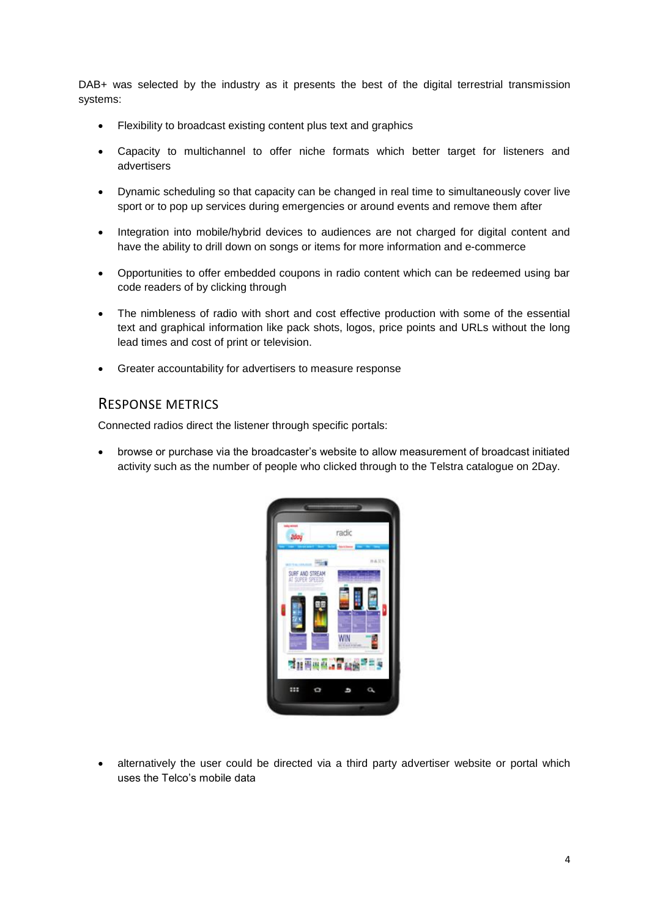DAB+ was selected by the industry as it presents the best of the digital terrestrial transmission systems:

- Flexibility to broadcast existing content plus text and graphics
- Capacity to multichannel to offer niche formats which better target for listeners and advertisers
- Dynamic scheduling so that capacity can be changed in real time to simultaneously cover live sport or to pop up services during emergencies or around events and remove them after
- Integration into mobile/hybrid devices to audiences are not charged for digital content and have the ability to drill down on songs or items for more information and e-commerce
- Opportunities to offer embedded coupons in radio content which can be redeemed using bar code readers of by clicking through
- The nimbleness of radio with short and cost effective production with some of the essential text and graphical information like pack shots, logos, price points and URLs without the long lead times and cost of print or television.
- Greater accountability for advertisers to measure response

## Response Metrics

Connected radios direct the listener through specific portals:

- browse or purchase via the broadcaster's website to allow measurement of broadcast initiated activity such as the number of people who clicked through to the Telstra catalogue on 2Day.

- alternatively the user could be directed via a third party advertiser website or portal which uses the Telco's mobile data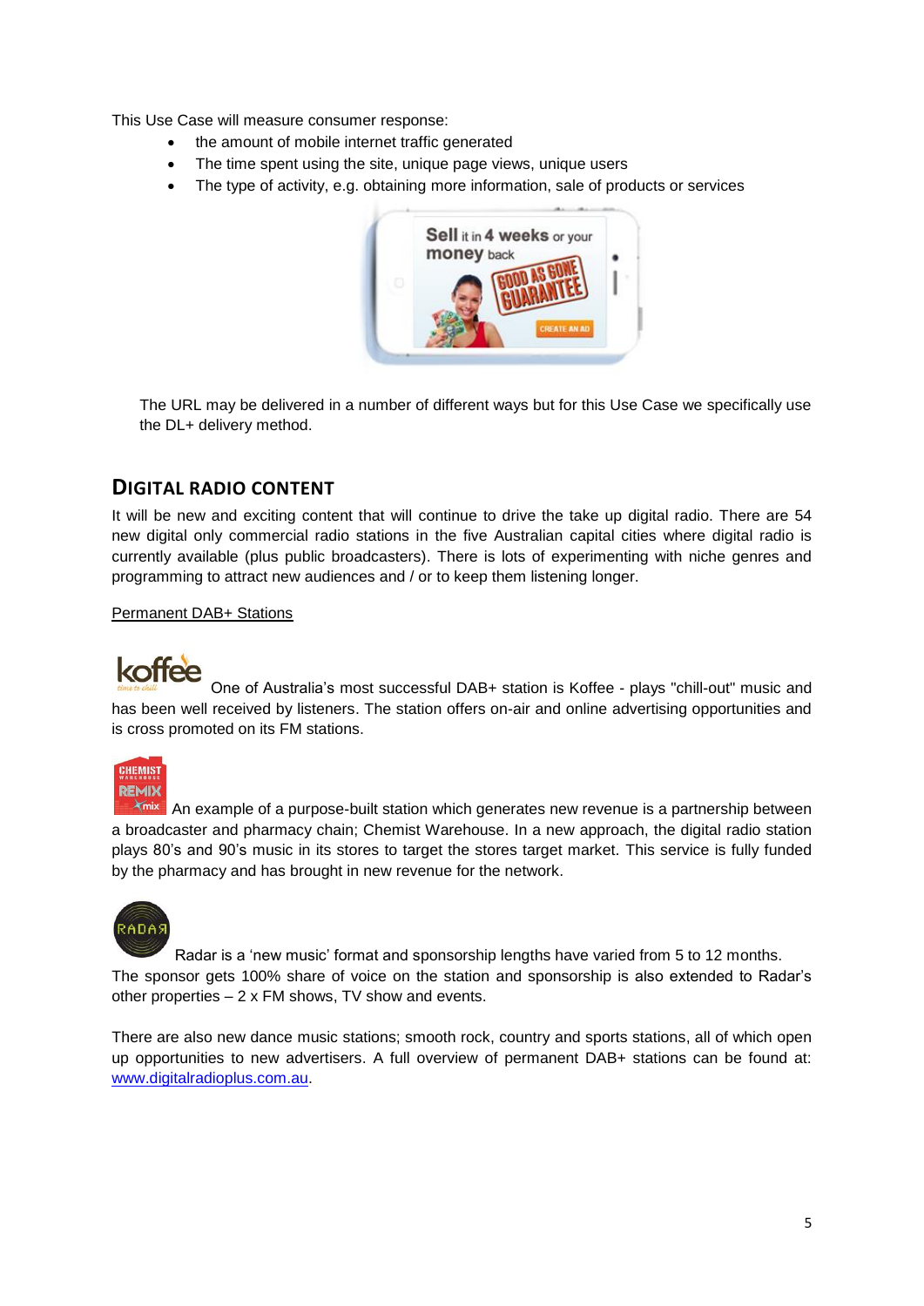This Use Case will measure consumer response:

- the amount of mobile internet traffic generated
- The time spent using the site, unique page views, unique users
- The type of activity, e.g. obtaining more information, sale of products or services

The URL may be delivered in a number of different ways but for this Use Case we specifically use the DL+ delivery method.

## DIGITAL RADIO CONTENT

It will be new and exciting content that will continue to drive the take up digital radio. There are 54 new digital only commercial radio stations in the five Australian capital cities where digital radio is currently available (plus public broadcasters). There is lots of experimenting with niche genres and programming to attract new audiences and / or to keep them listening longer.

Permanent DAB+ Stations

One of Australia's most successful DAB+ station is Koffee - plays "chill-out" music and has been well received by listeners. The station offers on-air and online advertising opportunities and is cross promoted on its FM stations.

An example of a purpose-built station which generates new revenue is a partnership between a broadcaster and pharmacy chain; Chemist Warehouse. In a new approach, the digital radio station plays 80's and 90's music in its stores to target the stores target market. This service is fully funded by the pharmacy and has brought in new revenue for the network.

Radar is a 'new music' format and sponsorship lengths have varied from 5 to 12 months. The sponsor gets 100% share of voice on the station and sponsorship is also extended to Radar's other properties – 2 x FM shows, TV show and events.

There are also new dance music stations; smooth rock, country and sports stations, all of which open up opportunities to new advertisers. A full overview of permanent DAB+ stations can be found at: www.digitalradioplus.com.au.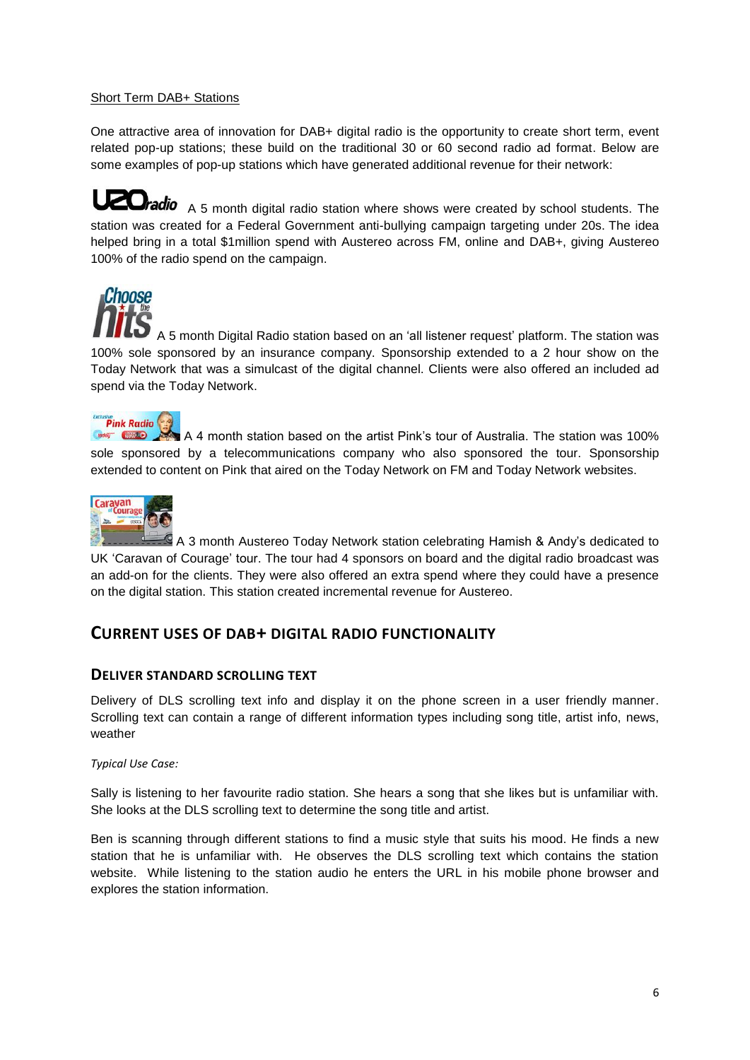Short Term DAB+ Stations

One attractive area of innovation for DAB+ digital radio is the opportunity to create short term, event related pop-up stations; these build on the traditional 30 or 60 second radio ad format. Below are some examples of pop-up stations which have generated additional revenue for their network:

U20radio A 5 month digital radio station where shows were created by school students. The station was created for a Federal Government anti-bullying campaign targeting under 20s. The idea helped bring in a total $1million spend with Austereo across FM, online and DAB+, giving Austereo 100% of the radio spend on the campaign.

Choose the hits A 5 month Digital Radio station based on an 'all listener request' platform. The station was 100% sole sponsored by an insurance company. Sponsorship extended to a 2 hour show on the Today Network that was a simulcast of the digital channel. Clients were also offered an included ad spend via the Today Network.

Pink Radio A 4 month station based on the artist Pink's tour of Australia. The station was 100% sole sponsored by a telecommunications company who also sponsored the tour. Sponsorship extended to content on Pink that aired on the Today Network on FM and Today Network websites.

Caravan of Courage A 3 month Austereo Today Network station celebrating Hamish & Andy's dedicated to UK 'Caravan of Courage' tour. The tour had 4 sponsors on board and the digital radio broadcast was an add-on for the clients. They were also offered an extra spend where they could have a presence on the digital station. This station created incremental revenue for Austereo.

## CURRENT USES OF DAB+ DIGITAL RADIO FUNCTIONALITY

### DELIVER STANDARD SCROLLING TEXT

Delivery of DLS scrolling text info and display it on the phone screen in a user friendly manner. Scrolling text can contain a range of different information types including song title, artist info, news, weather

*Typical Use Case:*

Sally is listening to her favourite radio station. She hears a song that she likes but is unfamiliar with. She looks at the DLS scrolling text to determine the song title and artist.

Ben is scanning through different stations to find a music style that suits his mood. He finds a new station that he is unfamiliar with. He observes the DLS scrolling text which contains the station website. While listening to the station audio he enters the URL in his mobile phone browser and explores the station information.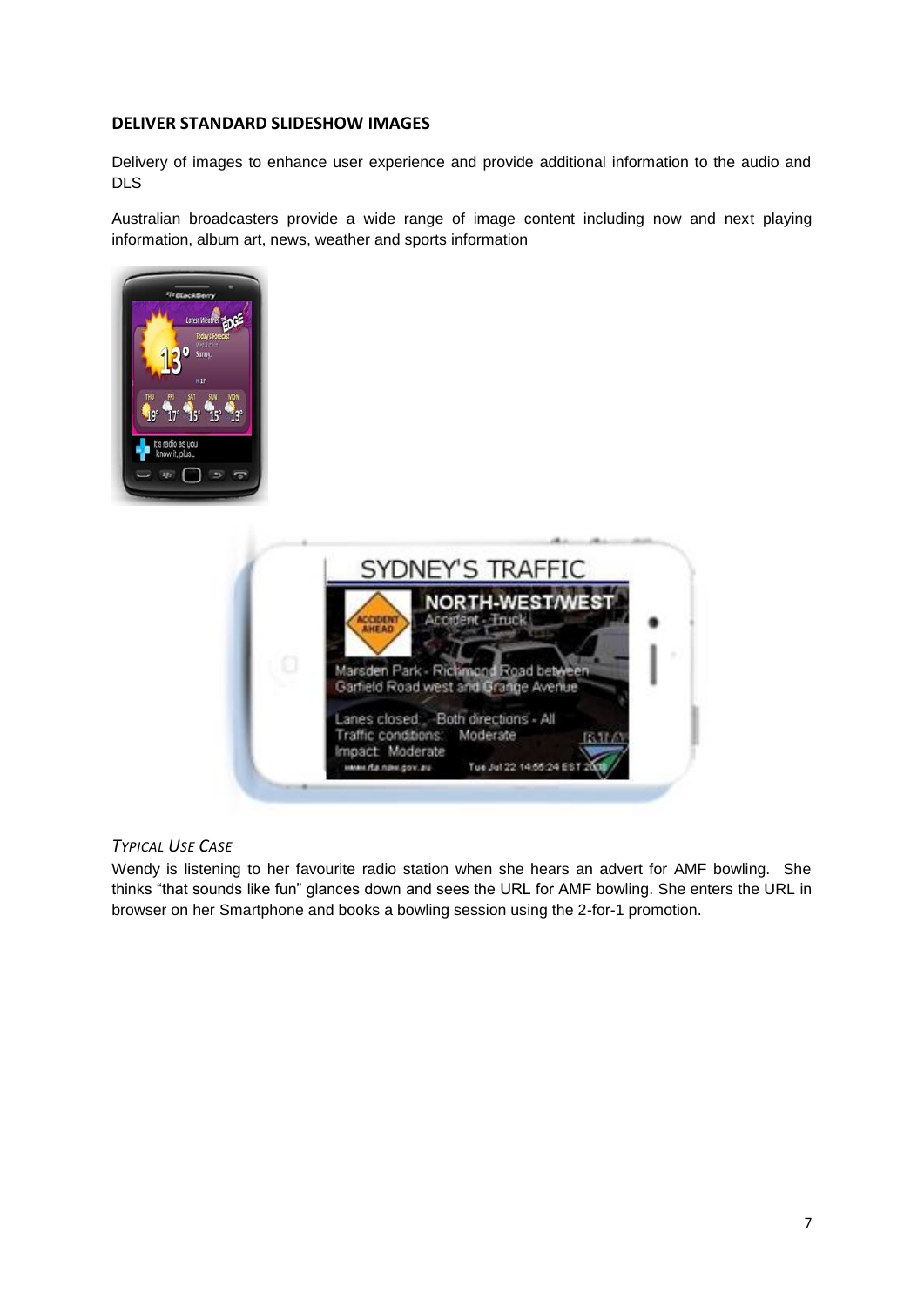## DELIVER STANDARD SLIDESHOW IMAGES

Delivery of images to enhance user experience and provide additional information to the audio and DLS

Australian broadcasters provide a wide range of image content including now and next playing information, album art, news, weather and sports information

*TYPICAL USE CASE*

Wendy is listening to her favourite radio station when she hears an advert for AMF bowling. She thinks "that sounds like fun" glances down and sees the URL for AMF bowling. She enters the URL in browser on her Smartphone and books a bowling session using the 2-for-1 promotion.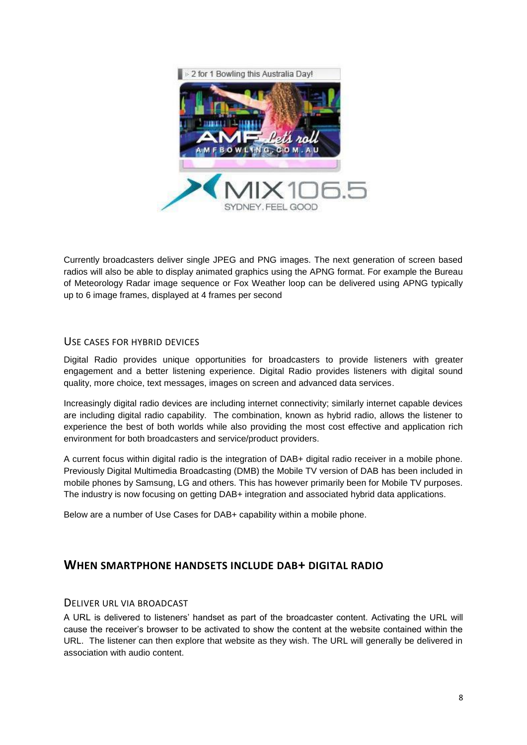Currently broadcasters deliver single JPEG and PNG images. The next generation of screen based radios will also be able to display animated graphics using the APNG format. For example the Bureau of Meteorology Radar image sequence or Fox Weather loop can be delivered using APNG typically up to 6 image frames, displayed at 4 frames per second

### Use cases for hybrid devices

Digital Radio provides unique opportunities for broadcasters to provide listeners with greater engagement and a better listening experience. Digital Radio provides listeners with digital sound quality, more choice, text messages, images on screen and advanced data services.

Increasingly digital radio devices are including internet connectivity; similarly internet capable devices are including digital radio capability. The combination, known as hybrid radio, allows the listener to experience the best of both worlds while also providing the most cost effective and application rich environment for both broadcasters and service/product providers.

A current focus within digital radio is the integration of DAB+ digital radio receiver in a mobile phone. Previously Digital Multimedia Broadcasting (DMB) the Mobile TV version of DAB has been included in mobile phones by Samsung, LG and others. This has however primarily been for Mobile TV purposes. The industry is now focusing on getting DAB+ integration and associated hybrid data applications.

Below are a number of Use Cases for DAB+ capability within a mobile phone.

## When smartphone handsets include DAB+ digital radio

### Deliver URL via broadcast

A URL is delivered to listeners' handset as part of the broadcaster content. Activating the URL will cause the receiver's browser to be activated to show the content at the website contained within the URL. The listener can then explore that website as they wish. The URL will generally be delivered in association with audio content.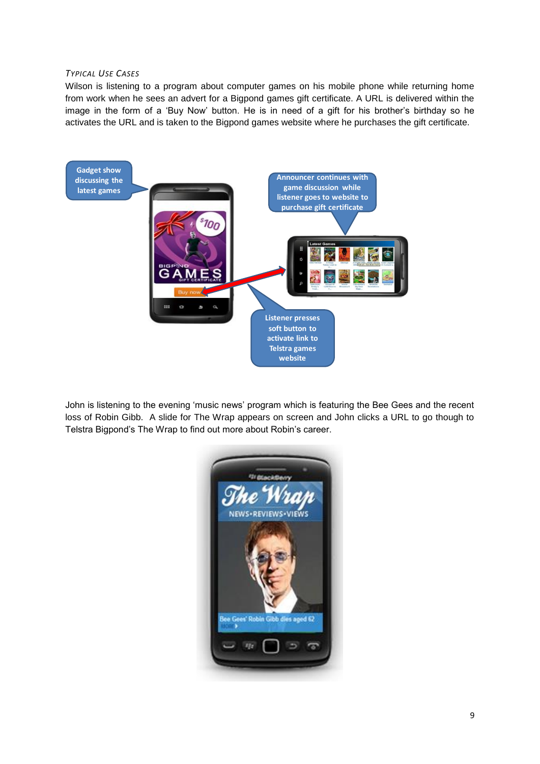### *Typical Use Cases*

Wilson is listening to a program about computer games on his mobile phone while returning home from work when he sees an advert for a Bigpond games gift certificate. A URL is delivered within the image in the form of a 'Buy Now' button. He is in need of a gift for his brother's birthday so he activates the URL and is taken to the Bigpond games website where he purchases the gift certificate.

Gadget show discussing the latest games

Announcer continues with game discussion while listener goes to website to purchase gift certificate

Listener presses soft button to activate link to Telstra games website

John is listening to the evening 'music news' program which is featuring the Bee Gees and the recent loss of Robin Gibb. A slide for The Wrap appears on screen and John clicks a URL to go though to Telstra Bigpond's The Wrap to find out more about Robin's career.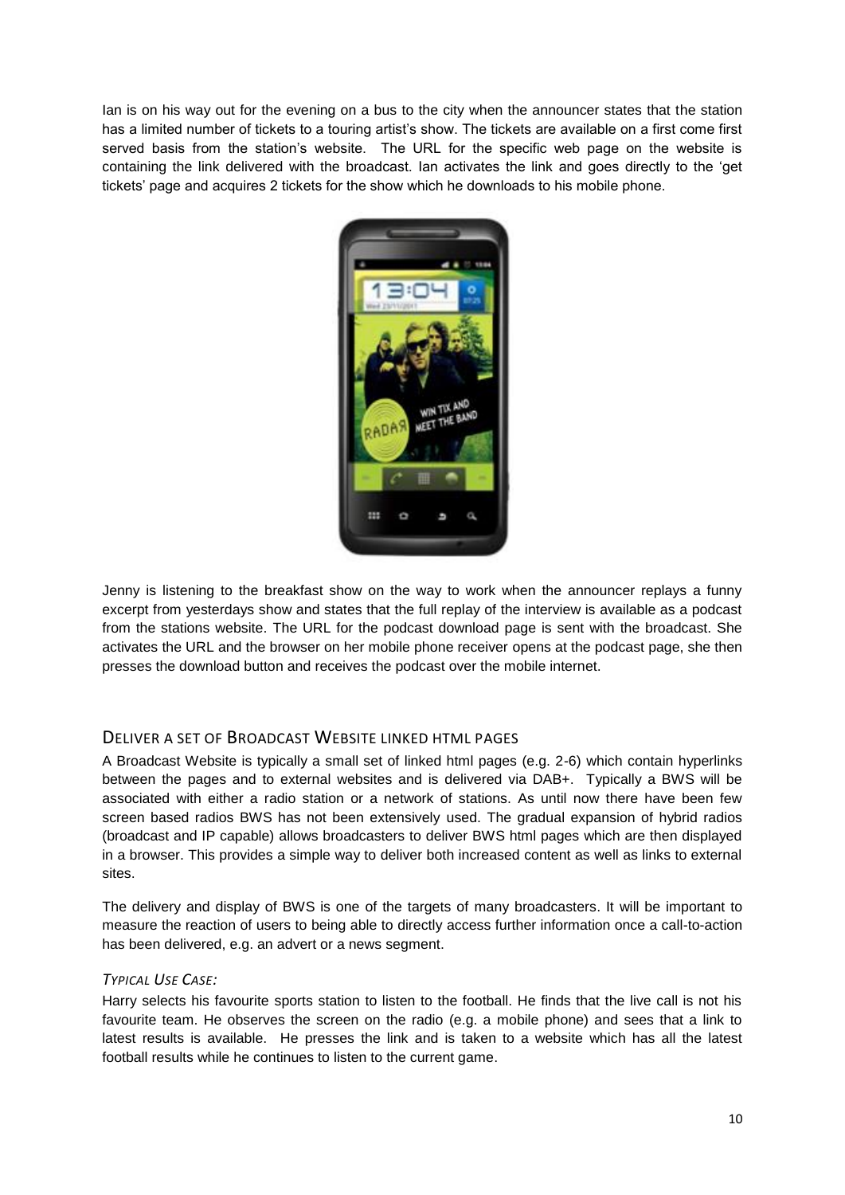Ian is on his way out for the evening on a bus to the city when the announcer states that the station has a limited number of tickets to a touring artist's show. The tickets are available on a first come first served basis from the station's website. The URL for the specific web page on the website is containing the link delivered with the broadcast. Ian activates the link and goes directly to the 'get tickets' page and acquires 2 tickets for the show which he downloads to his mobile phone.

Jenny is listening to the breakfast show on the way to work when the announcer replays a funny excerpt from yesterdays show and states that the full replay of the interview is available as a podcast from the stations website. The URL for the podcast download page is sent with the broadcast. She activates the URL and the browser on her mobile phone receiver opens at the podcast page, she then presses the download button and receives the podcast over the mobile internet.

## Deliver a set of Broadcast Website linked html pages

A Broadcast Website is typically a small set of linked html pages (e.g. 2-6) which contain hyperlinks between the pages and to external websites and is delivered via DAB+. Typically a BWS will be associated with either a radio station or a network of stations. As until now there have been few screen based radios BWS has not been extensively used. The gradual expansion of hybrid radios (broadcast and IP capable) allows broadcasters to deliver BWS html pages which are then displayed in a browser. This provides a simple way to deliver both increased content as well as links to external sites.

The delivery and display of BWS is one of the targets of many broadcasters. It will be important to measure the reaction of users to being able to directly access further information once a call-to-action has been delivered, e.g. an advert or a news segment.

*Typical Use Case:*

Harry selects his favourite sports station to listen to the football. He finds that the live call is not his favourite team. He observes the screen on the radio (e.g. a mobile phone) and sees that a link to latest results is available. He presses the link and is taken to a website which has all the latest football results while he continues to listen to the current game.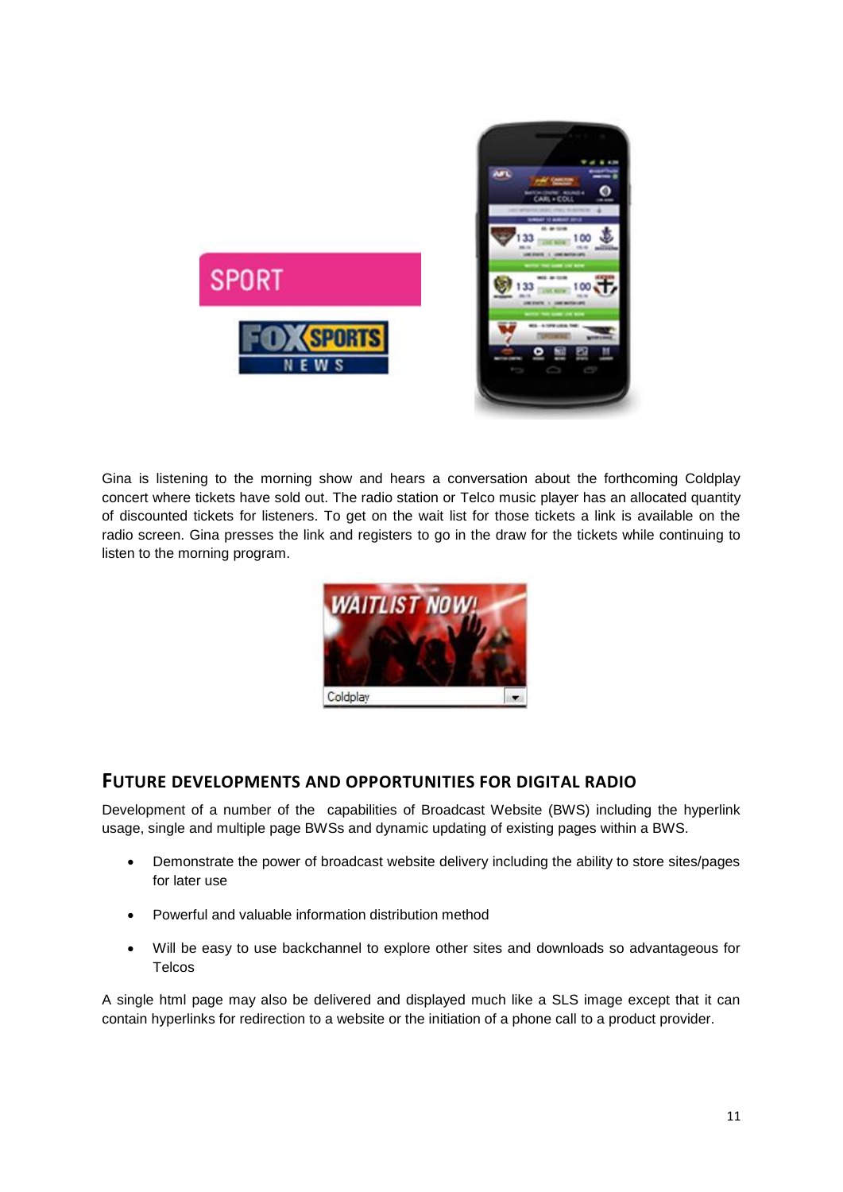Gina is listening to the morning show and hears a conversation about the forthcoming Coldplay concert where tickets have sold out. The radio station or Telco music player has an allocated quantity of discounted tickets for listeners. To get on the wait list for those tickets a link is available on the radio screen. Gina presses the link and registers to go in the draw for the tickets while continuing to listen to the morning program.

## FUTURE DEVELOPMENTS AND OPPORTUNITIES FOR DIGITAL RADIO

Development of a number of the capabilities of Broadcast Website (BWS) including the hyperlink usage, single and multiple page BWSs and dynamic updating of existing pages within a BWS.

- Demonstrate the power of broadcast website delivery including the ability to store sites/pages for later use
- Powerful and valuable information distribution method
- Will be easy to use backchannel to explore other sites and downloads so advantageous for Telcos

A single html page may also be delivered and displayed much like a SLS image except that it can contain hyperlinks for redirection to a website or the initiation of a phone call to a product provider.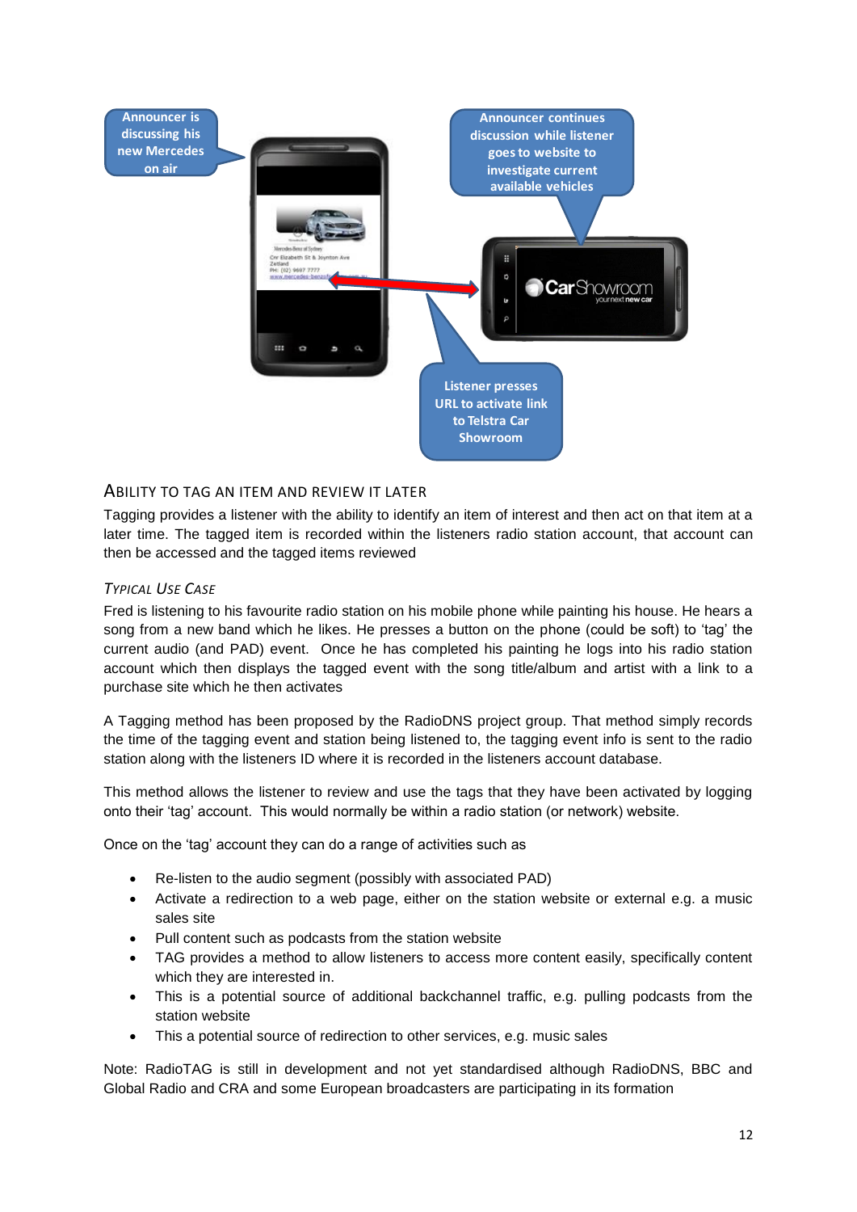Announcer is discussing his new Mercedes on air

Announcer continues discussion while listener goes to website to investigate current available vehicles

Listener presses URL to activate link to Telstra Car Showroom

## Ability to Tag an Item and Review It Later

Tagging provides a listener with the ability to identify an item of interest and then act on that item at a later time. The tagged item is recorded within the listeners radio station account, that account can then be accessed and the tagged items reviewed

### *Typical Use Case*

Fred is listening to his favourite radio station on his mobile phone while painting his house. He hears a song from a new band which he likes. He presses a button on the phone (could be soft) to 'tag' the current audio (and PAD) event. Once he has completed his painting he logs into his radio station account which then displays the tagged event with the song title/album and artist with a link to a purchase site which he then activates

A Tagging method has been proposed by the RadioDNS project group. That method simply records the time of the tagging event and station being listened to, the tagging event info is sent to the radio station along with the listeners ID where it is recorded in the listeners account database.

This method allows the listener to review and use the tags that they have been activated by logging onto their 'tag' account. This would normally be within a radio station (or network) website.

Once on the 'tag' account they can do a range of activities such as

- Re-listen to the audio segment (possibly with associated PAD)
- Activate a redirection to a web page, either on the station website or external e.g. a music sales site
- Pull content such as podcasts from the station website
- TAG provides a method to allow listeners to access more content easily, specifically content which they are interested in.
- This is a potential source of additional backchannel traffic, e.g. pulling podcasts from the station website
- This a potential source of redirection to other services, e.g. music sales

Note: RadioTAG is still in development and not yet standardised although RadioDNS, BBC and Global Radio and CRA and some European broadcasters are participating in its formation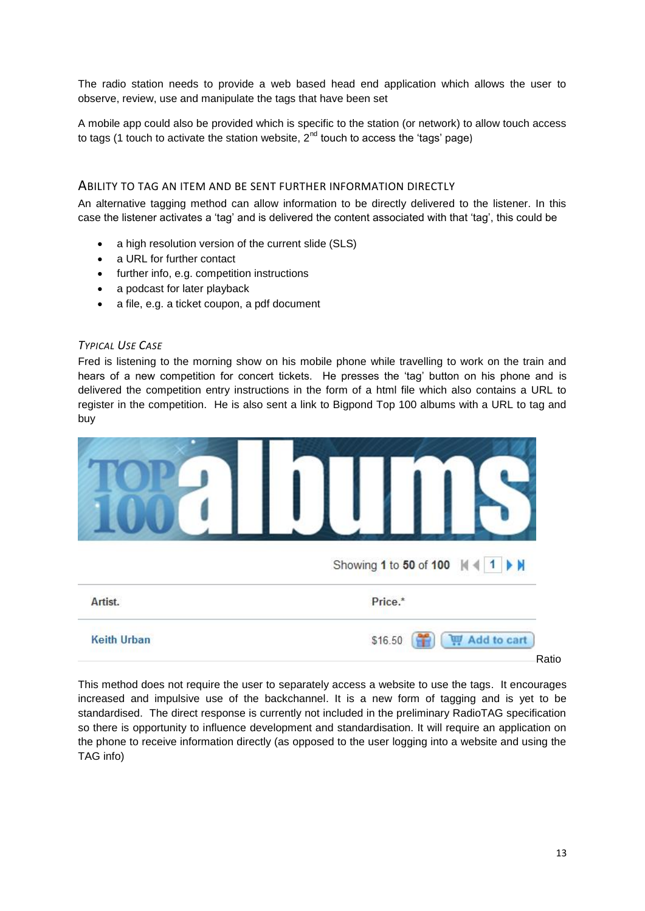The radio station needs to provide a web based head end application which allows the user to observe, review, use and manipulate the tags that have been set

A mobile app could also be provided which is specific to the station (or network) to allow touch access to tags (1 touch to activate the station website, 2nd touch to access the 'tags' page)

## ABILITY TO TAG AN ITEM AND BE SENT FURTHER INFORMATION DIRECTLY

An alternative tagging method can allow information to be directly delivered to the listener. In this case the listener activates a 'tag' and is delivered the content associated with that 'tag', this could be

- a high resolution version of the current slide (SLS)
- a URL for further contact
- further info, e.g. competition instructions
- a podcast for later playback
- a file, e.g. a ticket coupon, a pdf document

### *TYPICAL USE CASE*

Fred is listening to the morning show on his mobile phone while travelling to work on the train and hears of a new competition for concert tickets. He presses the 'tag' button on his phone and is delivered the competition entry instructions in the form of a html file which also contains a URL to register in the competition. He is also sent a link to Bigpond Top 100 albums with a URL to tag and buy

TOP 100 albums

Showing 1 to 50 of 100

| Artist. | Price.* |
| --- | --- |
| Keith Urban | $16.50 Add to cart |

Ratio

This method does not require the user to separately access a website to use the tags. It encourages increased and impulsive use of the backchannel. It is a new form of tagging and is yet to be standardised. The direct response is currently not included in the preliminary RadioTAG specification so there is opportunity to influence development and standardisation. It will require an application on the phone to receive information directly (as opposed to the user logging into a website and using the TAG info)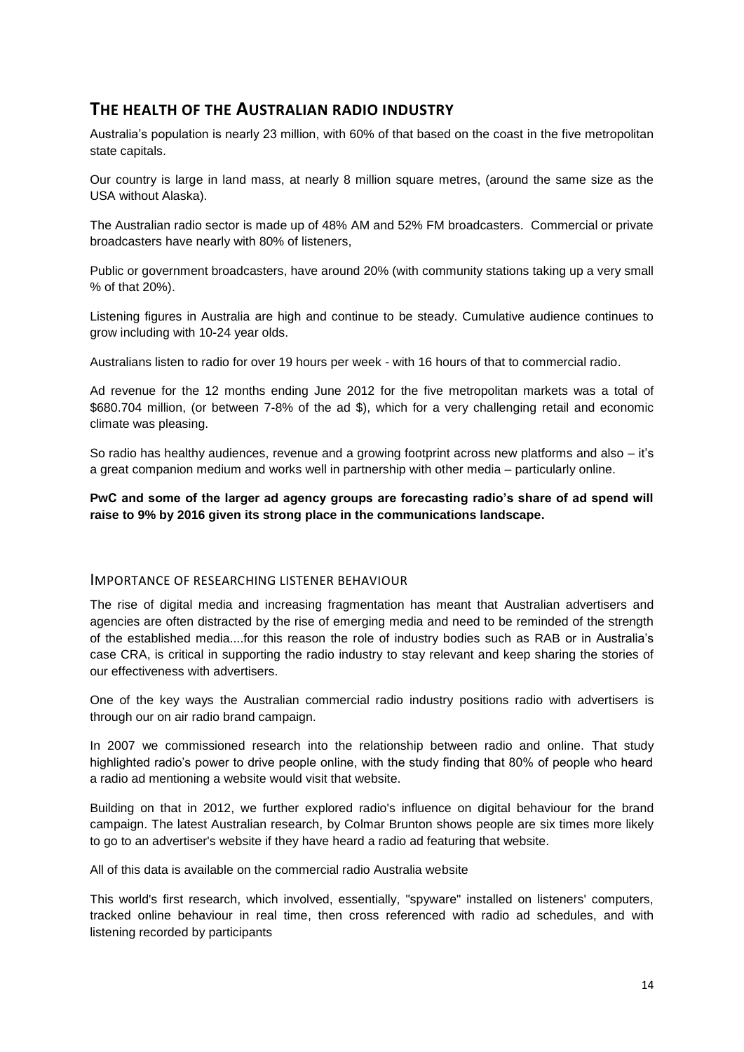## The health of the Australian radio industry

Australia's population is nearly 23 million, with 60% of that based on the coast in the five metropolitan state capitals.

Our country is large in land mass, at nearly 8 million square metres, (around the same size as the USA without Alaska).

The Australian radio sector is made up of 48% AM and 52% FM broadcasters. Commercial or private broadcasters have nearly with 80% of listeners,

Public or government broadcasters, have around 20% (with community stations taking up a very small % of that 20%).

Listening figures in Australia are high and continue to be steady. Cumulative audience continues to grow including with 10-24 year olds.

Australians listen to radio for over 19 hours per week - with 16 hours of that to commercial radio.

Ad revenue for the 12 months ending June 2012 for the five metropolitan markets was a total of $680.704 million, (or between 7-8% of the ad $), which for a very challenging retail and economic climate was pleasing.

So radio has healthy audiences, revenue and a growing footprint across new platforms and also – it's a great companion medium and works well in partnership with other media – particularly online.

**PwC and some of the larger ad agency groups are forecasting radio's share of ad spend will raise to 9% by 2016 given its strong place in the communications landscape.**

### Importance of researching listener behaviour

The rise of digital media and increasing fragmentation has meant that Australian advertisers and agencies are often distracted by the rise of emerging media and need to be reminded of the strength of the established media....for this reason the role of industry bodies such as RAB or in Australia's case CRA, is critical in supporting the radio industry to stay relevant and keep sharing the stories of our effectiveness with advertisers.

One of the key ways the Australian commercial radio industry positions radio with advertisers is through our on air radio brand campaign.

In 2007 we commissioned research into the relationship between radio and online. That study highlighted radio's power to drive people online, with the study finding that 80% of people who heard a radio ad mentioning a website would visit that website.

Building on that in 2012, we further explored radio's influence on digital behaviour for the brand campaign. The latest Australian research, by Colmar Brunton shows people are six times more likely to go to an advertiser's website if they have heard a radio ad featuring that website.

All of this data is available on the commercial radio Australia website

This world's first research, which involved, essentially, "spyware" installed on listeners' computers, tracked online behaviour in real time, then cross referenced with radio ad schedules, and with listening recorded by participants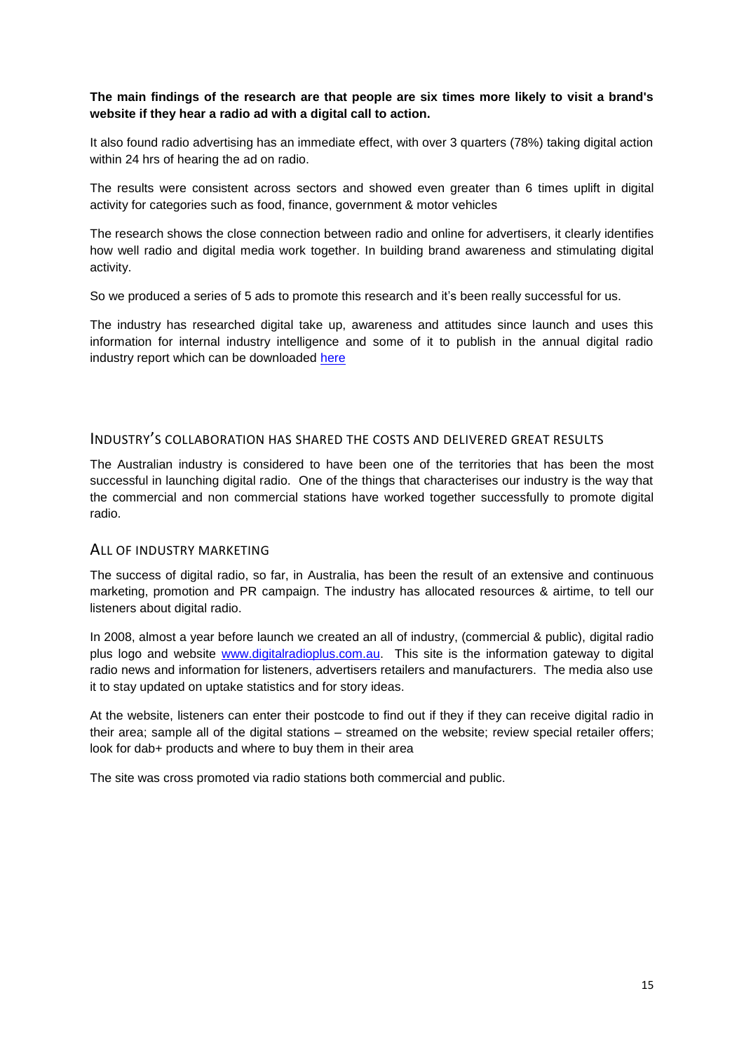**The main findings of the research are that people are six times more likely to visit a brand's website if they hear a radio ad with a digital call to action.**

It also found radio advertising has an immediate effect, with over 3 quarters (78%) taking digital action within 24 hrs of hearing the ad on radio.

The results were consistent across sectors and showed even greater than 6 times uplift in digital activity for categories such as food, finance, government & motor vehicles

The research shows the close connection between radio and online for advertisers, it clearly identifies how well radio and digital media work together. In building brand awareness and stimulating digital activity.

So we produced a series of 5 ads to promote this research and it's been really successful for us.

The industry has researched digital take up, awareness and attitudes since launch and uses this information for internal industry intelligence and some of it to publish in the annual digital radio industry report which can be downloaded [here]()

## INDUSTRY'S COLLABORATION HAS SHARED THE COSTS AND DELIVERED GREAT RESULTS

The Australian industry is considered to have been one of the territories that has been the most successful in launching digital radio. One of the things that characterises our industry is the way that the commercial and non commercial stations have worked together successfully to promote digital radio.

## ALL OF INDUSTRY MARKETING

The success of digital radio, so far, in Australia, has been the result of an extensive and continuous marketing, promotion and PR campaign. The industry has allocated resources & airtime, to tell our listeners about digital radio.

In 2008, almost a year before launch we created an all of industry, (commercial & public), digital radio plus logo and website [www.digitalradioplus.com.au](www.digitalradioplus.com.au). This site is the information gateway to digital radio news and information for listeners, advertisers retailers and manufacturers. The media also use it to stay updated on uptake statistics and for story ideas.

At the website, listeners can enter their postcode to find out if they if they can receive digital radio in their area; sample all of the digital stations – streamed on the website; review special retailer offers; look for dab+ products and where to buy them in their area

The site was cross promoted via radio stations both commercial and public.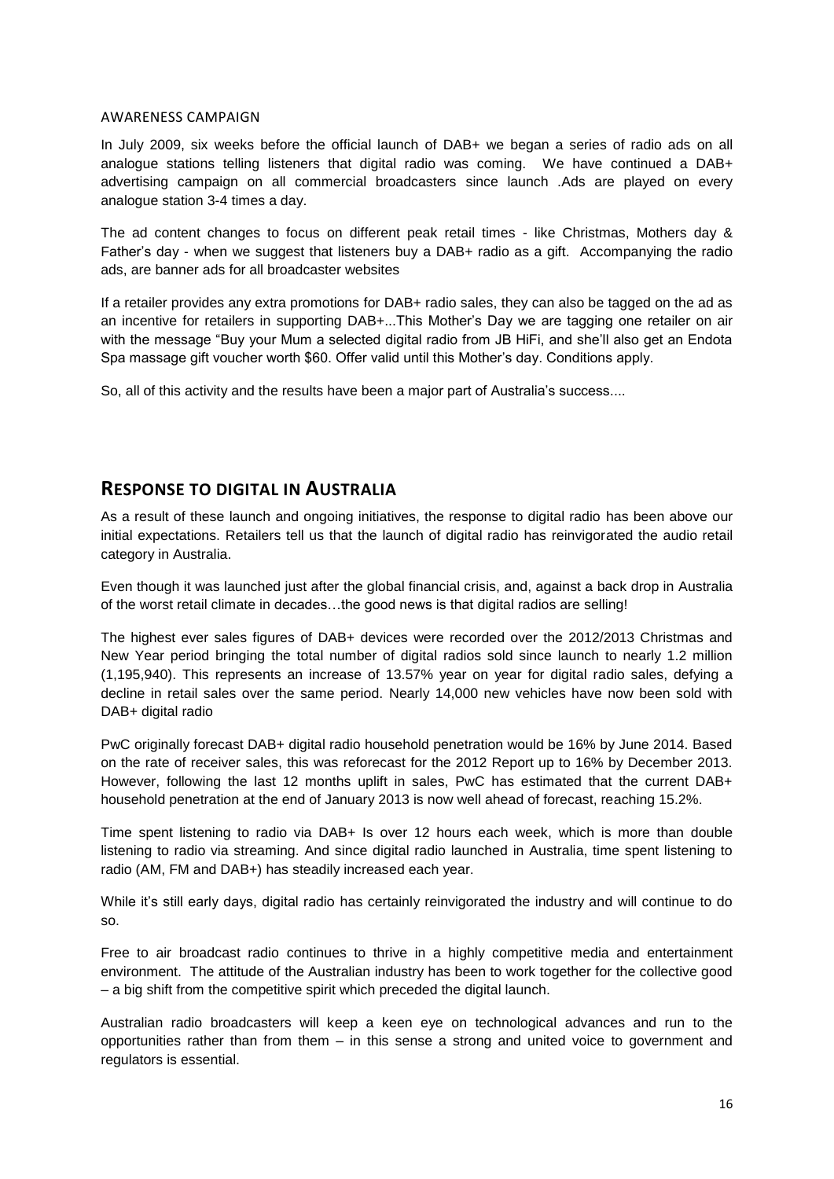AWARENESS CAMPAIGN

In July 2009, six weeks before the official launch of DAB+ we began a series of radio ads on all analogue stations telling listeners that digital radio was coming. We have continued a DAB+ advertising campaign on all commercial broadcasters since launch .Ads are played on every analogue station 3-4 times a day.

The ad content changes to focus on different peak retail times - like Christmas, Mothers day & Father's day - when we suggest that listeners buy a DAB+ radio as a gift. Accompanying the radio ads, are banner ads for all broadcaster websites

If a retailer provides any extra promotions for DAB+ radio sales, they can also be tagged on the ad as an incentive for retailers in supporting DAB+...This Mother's Day we are tagging one retailer on air with the message "Buy your Mum a selected digital radio from JB HiFi, and she'll also get an Endota Spa massage gift voucher worth $60. Offer valid until this Mother's day. Conditions apply.

So, all of this activity and the results have been a major part of Australia's success....

## RESPONSE TO DIGITAL IN AUSTRALIA

As a result of these launch and ongoing initiatives, the response to digital radio has been above our initial expectations. Retailers tell us that the launch of digital radio has reinvigorated the audio retail category in Australia.

Even though it was launched just after the global financial crisis, and, against a back drop in Australia of the worst retail climate in decades…the good news is that digital radios are selling!

The highest ever sales figures of DAB+ devices were recorded over the 2012/2013 Christmas and New Year period bringing the total number of digital radios sold since launch to nearly 1.2 million (1,195,940). This represents an increase of 13.57% year on year for digital radio sales, defying a decline in retail sales over the same period. Nearly 14,000 new vehicles have now been sold with DAB+ digital radio

PwC originally forecast DAB+ digital radio household penetration would be 16% by June 2014. Based on the rate of receiver sales, this was reforecast for the 2012 Report up to 16% by December 2013. However, following the last 12 months uplift in sales, PwC has estimated that the current DAB+ household penetration at the end of January 2013 is now well ahead of forecast, reaching 15.2%.

Time spent listening to radio via DAB+ Is over 12 hours each week, which is more than double listening to radio via streaming. And since digital radio launched in Australia, time spent listening to radio (AM, FM and DAB+) has steadily increased each year.

While it's still early days, digital radio has certainly reinvigorated the industry and will continue to do so.

Free to air broadcast radio continues to thrive in a highly competitive media and entertainment environment. The attitude of the Australian industry has been to work together for the collective good – a big shift from the competitive spirit which preceded the digital launch.

Australian radio broadcasters will keep a keen eye on technological advances and run to the opportunities rather than from them – in this sense a strong and united voice to government and regulators is essential.